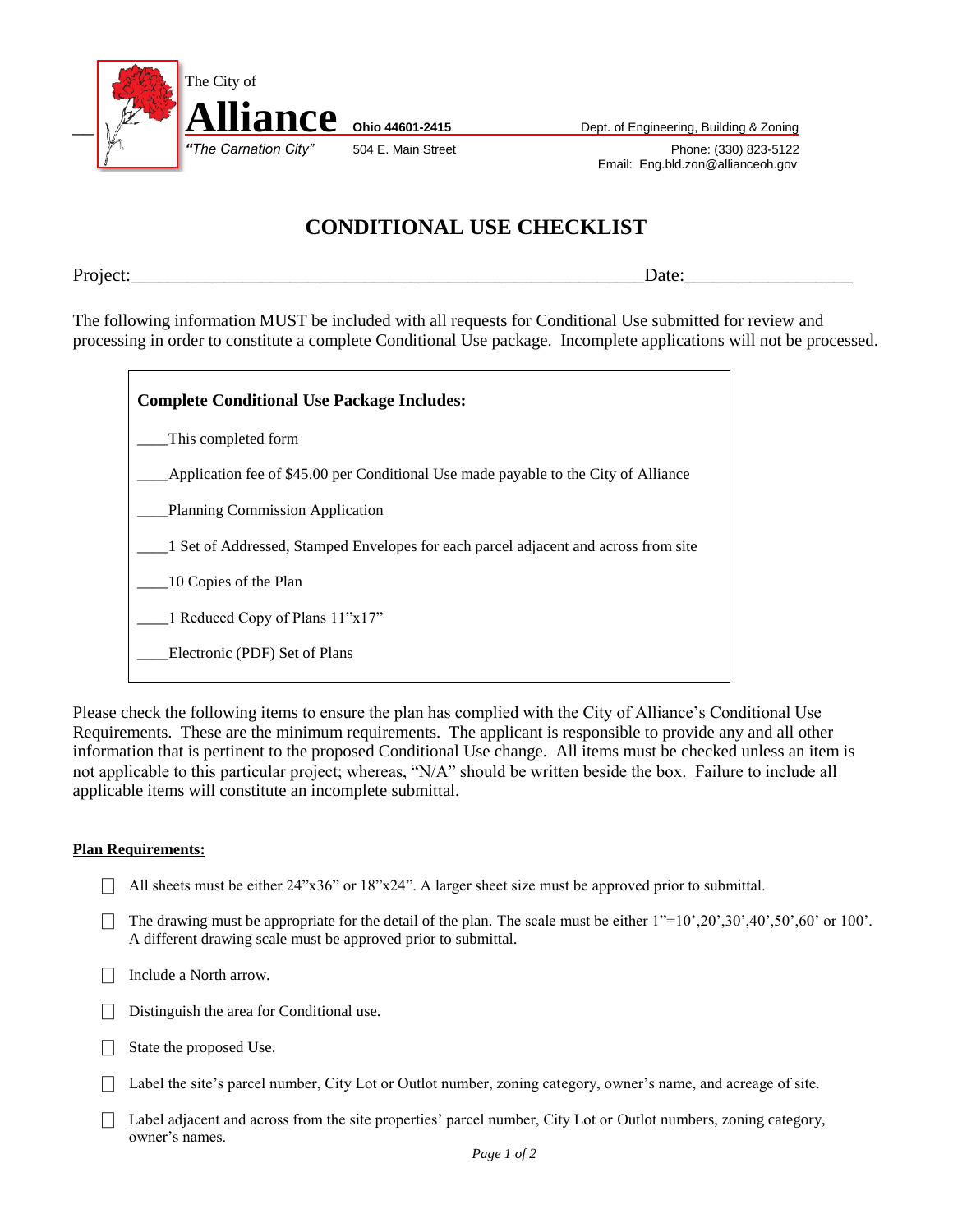The City of

**Alliance** **Ohio 44601-2415** Dept. of Engineering, Building & Zoning

*"The Carnation City"* 504 E. Main Street Phone: (330) 823-5122

Email: Eng.bld.zon@allianceoh.gov

# CONDITIONAL USE CHECKLIST

Project:________________________________________________________Date:__________________

The following information MUST be included with all requests for Conditional Use submitted for review and processing in order to constitute a complete Conditional Use package. Incomplete applications will not be processed.

**Complete Conditional Use Package Includes:**

____This completed form

____Application fee of $45.00 per Conditional Use made payable to the City of Alliance

____Planning Commission Application

____1 Set of Addressed, Stamped Envelopes for each parcel adjacent and across from site

____10 Copies of the Plan

____1 Reduced Copy of Plans 11"x17"

____Electronic (PDF) Set of Plans

Please check the following items to ensure the plan has complied with the City of Alliance's Conditional Use Requirements. These are the minimum requirements. The applicant is responsible to provide any and all other information that is pertinent to the proposed Conditional Use change. All items must be checked unless an item is not applicable to this particular project; whereas, "N/A" should be written beside the box. Failure to include all applicable items will constitute an incomplete submittal.

**Plan Requirements:**

- ☐ All sheets must be either 24"x36" or 18"x24". A larger sheet size must be approved prior to submittal.
- ☐ The drawing must be appropriate for the detail of the plan. The scale must be either 1"=10',20',30',40',50',60' or 100'. A different drawing scale must be approved prior to submittal.
- ☐ Include a North arrow.
- ☐ Distinguish the area for Conditional use.
- ☐ State the proposed Use.
- ☐ Label the site's parcel number, City Lot or Outlot number, zoning category, owner's name, and acreage of site.
- ☐ Label adjacent and across from the site properties' parcel number, City Lot or Outlot numbers, zoning category, owner's names.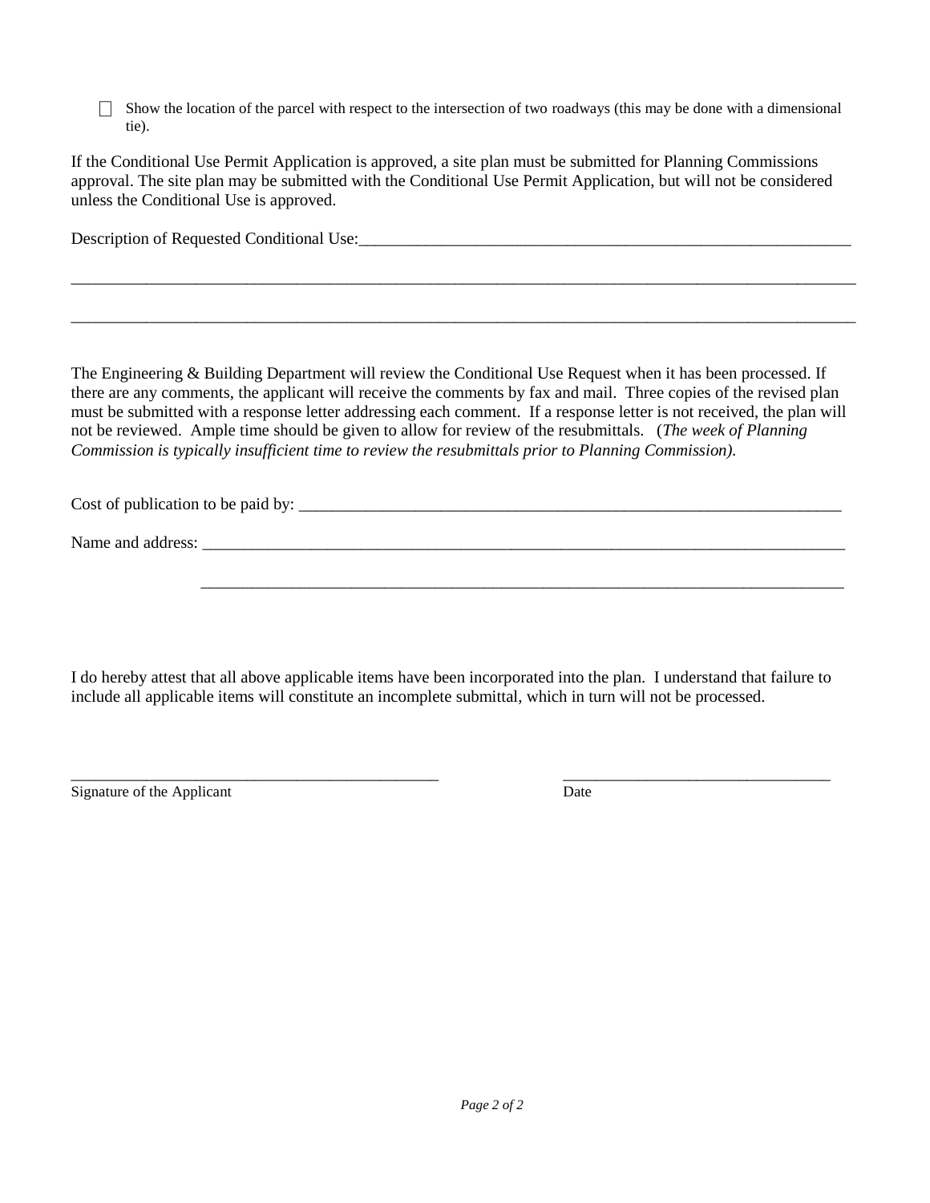- [ ] Show the location of the parcel with respect to the intersection of two roadways (this may be done with a dimensional tie).

If the Conditional Use Permit Application is approved, a site plan must be submitted for Planning Commissions approval. The site plan may be submitted with the Conditional Use Permit Application, but will not be considered unless the Conditional Use is approved.

Description of Requested Conditional Use:_______________________________________________________________

_____________________________________________________________________________________________

_____________________________________________________________________________________________

The Engineering & Building Department will review the Conditional Use Request when it has been processed. If there are any comments, the applicant will receive the comments by fax and mail. Three copies of the revised plan must be submitted with a response letter addressing each comment. If a response letter is not received, the plan will not be reviewed. Ample time should be given to allow for review of the resubmittals. (*The week of Planning Commission is typically insufficient time to review the resubmittals prior to Planning Commission).*

Cost of publication to be paid by: ______________________________________________________________________

Name and address: ___________________________________________________________________________

___________________________________________________________________________

I do hereby attest that all above applicable items have been incorporated into the plan. I understand that failure to include all applicable items will constitute an incomplete submittal, which in turn will not be processed.

_________________________________________________ __________________________________

Signature of the Applicant Date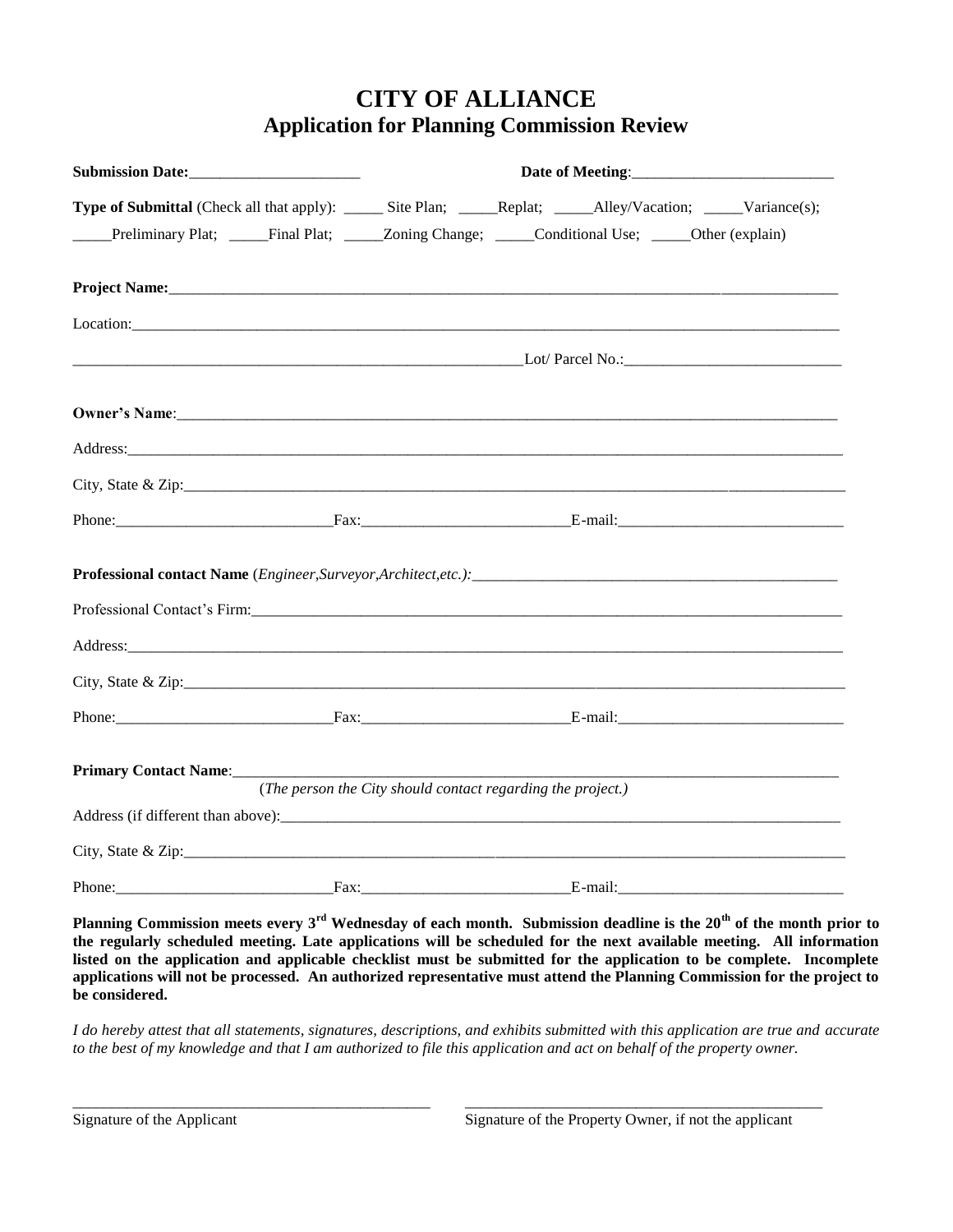# CITY OF ALLIANCE
## Application for Planning Commission Review

**Submission Date:**______________________ **Date of Meeting**:__________________________

**Type of Submittal** (Check all that apply): _____ Site Plan; _____Replat; _____Alley/Vacation; _____Variance(s);
_____Preliminary Plat; _____Final Plat; _____Zoning Change; _____Conditional Use; _____Other (explain)

**Project Name:**_______________________________________________________________________________

Location:_____________________________________________________________________________________

______________________________________________________________Lot/ Parcel No.:_____________________________

**Owner's Name**:_______________________________________________________________________________

Address:______________________________________________________________________________________

City, State & Zip:______________________________________________________________________________

Phone:____________________________Fax:__________________________E-mail:_____________________________

**Professional contact Name** (*Engineer,Surveyor,Architect,etc.):*_______________________________________________

Professional Contact's Firm:_____________________________________________________________________

Address:______________________________________________________________________________________

City, State & Zip:______________________________________________________________________________

Phone:____________________________Fax:__________________________E-mail:_____________________________

**Primary Contact Name**:_________________________________________________________________________
(*The person the City should contact regarding the project.)*

Address (if different than above):_________________________________________________________________

City, State & Zip:______________________________________________________________________________

Phone:____________________________Fax:__________________________E-mail:_____________________________

**Planning Commission meets every 3rd Wednesday of each month. Submission deadline is the 20th of the month prior to the regularly scheduled meeting. Late applications will be scheduled for the next available meeting. All information listed on the application and applicable checklist must be submitted for the application to be complete. Incomplete applications will not be processed. An authorized representative must attend the Planning Commission for the project to be considered.**

*I do hereby attest that all statements, signatures, descriptions, and exhibits submitted with this application are true and accurate to the best of my knowledge and that I am authorized to file this application and act on behalf of the property owner.*

_______________________________________________ _______________________________________________
Signature of the Applicant Signature of the Property Owner, if not the applicant